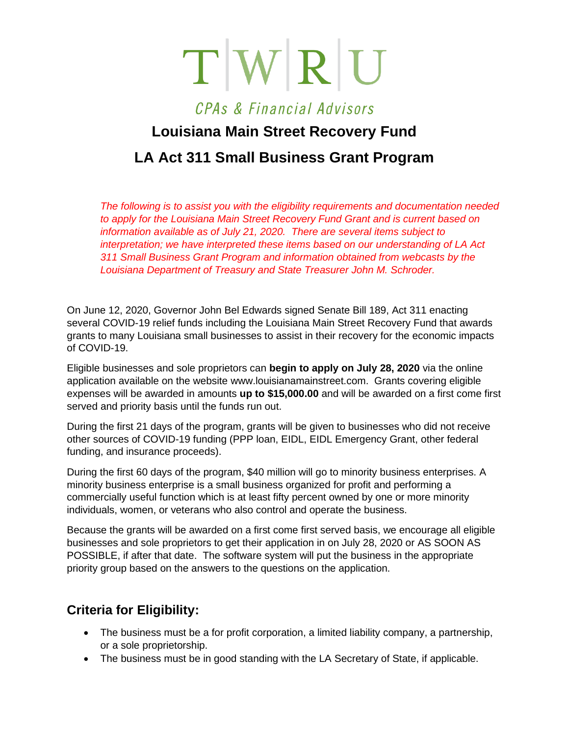T|W|R|U

CPAs & Financial Advisors

# Louisiana Main Street Recovery Fund

# LA Act 311 Small Business Grant Program

*The following is to assist you with the eligibility requirements and documentation needed to apply for the Louisiana Main Street Recovery Fund Grant and is current based on information available as of July 21, 2020. There are several items subject to interpretation; we have interpreted these items based on our understanding of LA Act 311 Small Business Grant Program and information obtained from webcasts by the Louisiana Department of Treasury and State Treasurer John M. Schroder.*

On June 12, 2020, Governor John Bel Edwards signed Senate Bill 189, Act 311 enacting several COVID-19 relief funds including the Louisiana Main Street Recovery Fund that awards grants to many Louisiana small businesses to assist in their recovery for the economic impacts of COVID-19.

Eligible businesses and sole proprietors can **begin to apply on July 28, 2020** via the online application available on the website www.louisianamainstreet.com. Grants covering eligible expenses will be awarded in amounts **up to $15,000.00** and will be awarded on a first come first served and priority basis until the funds run out.

During the first 21 days of the program, grants will be given to businesses who did not receive other sources of COVID-19 funding (PPP loan, EIDL, EIDL Emergency Grant, other federal funding, and insurance proceeds).

During the first 60 days of the program, $40 million will go to minority business enterprises. A minority business enterprise is a small business organized for profit and performing a commercially useful function which is at least fifty percent owned by one or more minority individuals, women, or veterans who also control and operate the business.

Because the grants will be awarded on a first come first served basis, we encourage all eligible businesses and sole proprietors to get their application in on July 28, 2020 or AS SOON AS POSSIBLE, if after that date. The software system will put the business in the appropriate priority group based on the answers to the questions on the application.

## Criteria for Eligibility:

- The business must be a for profit corporation, a limited liability company, a partnership, or a sole proprietorship.
- The business must be in good standing with the LA Secretary of State, if applicable.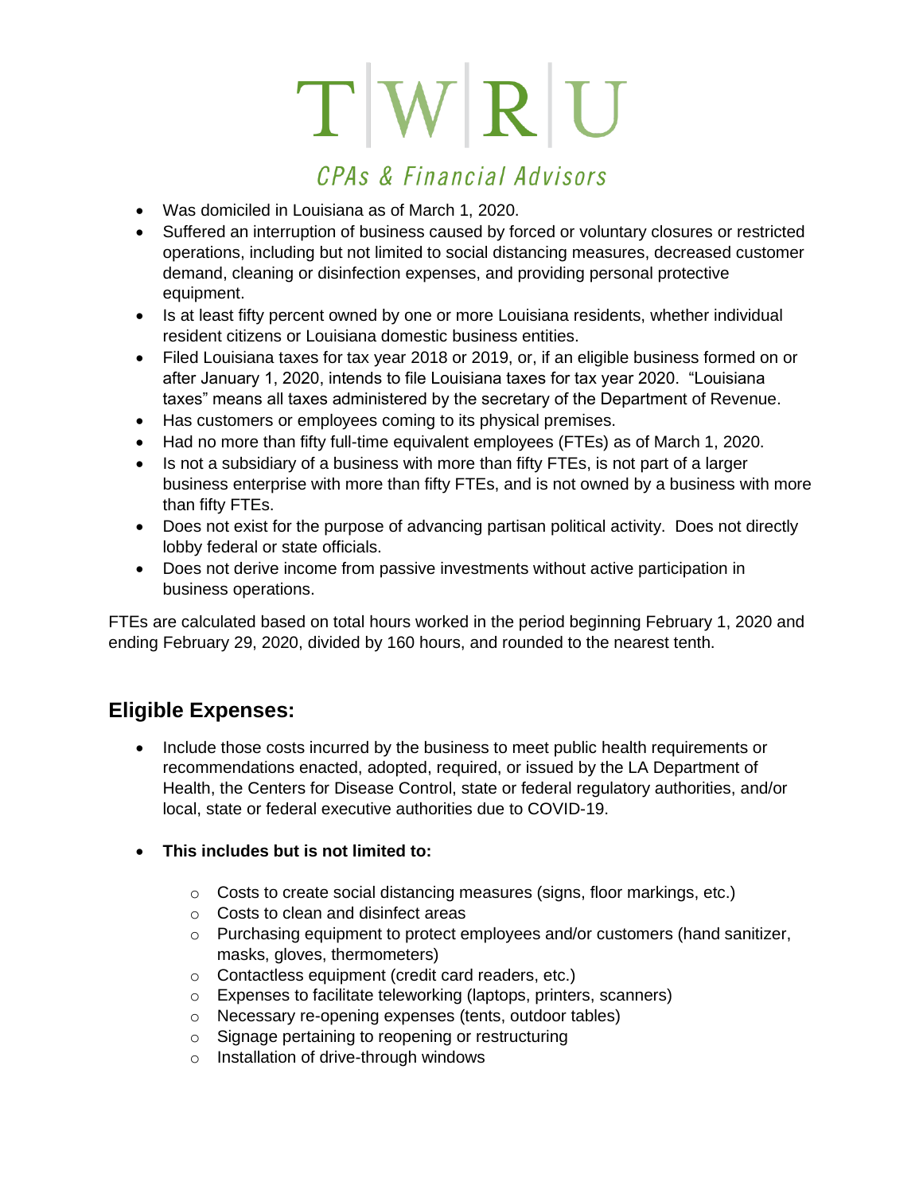- Was domiciled in Louisiana as of March 1, 2020.
- Suffered an interruption of business caused by forced or voluntary closures or restricted operations, including but not limited to social distancing measures, decreased customer demand, cleaning or disinfection expenses, and providing personal protective equipment.
- Is at least fifty percent owned by one or more Louisiana residents, whether individual resident citizens or Louisiana domestic business entities.
- Filed Louisiana taxes for tax year 2018 or 2019, or, if an eligible business formed on or after January 1, 2020, intends to file Louisiana taxes for tax year 2020. "Louisiana taxes" means all taxes administered by the secretary of the Department of Revenue.
- Has customers or employees coming to its physical premises.
- Had no more than fifty full-time equivalent employees (FTEs) as of March 1, 2020.
- Is not a subsidiary of a business with more than fifty FTEs, is not part of a larger business enterprise with more than fifty FTEs, and is not owned by a business with more than fifty FTEs.
- Does not exist for the purpose of advancing partisan political activity. Does not directly lobby federal or state officials.
- Does not derive income from passive investments without active participation in business operations.

FTEs are calculated based on total hours worked in the period beginning February 1, 2020 and ending February 29, 2020, divided by 160 hours, and rounded to the nearest tenth.

## Eligible Expenses:

- Include those costs incurred by the business to meet public health requirements or recommendations enacted, adopted, required, or issued by the LA Department of Health, the Centers for Disease Control, state or federal regulatory authorities, and/or local, state or federal executive authorities due to COVID-19.

- **This includes but is not limited to:**
  - Costs to create social distancing measures (signs, floor markings, etc.)
  - Costs to clean and disinfect areas
  - Purchasing equipment to protect employees and/or customers (hand sanitizer, masks, gloves, thermometers)
  - Contactless equipment (credit card readers, etc.)
  - Expenses to facilitate teleworking (laptops, printers, scanners)
  - Necessary re-opening expenses (tents, outdoor tables)
  - Signage pertaining to reopening or restructuring
  - Installation of drive-through windows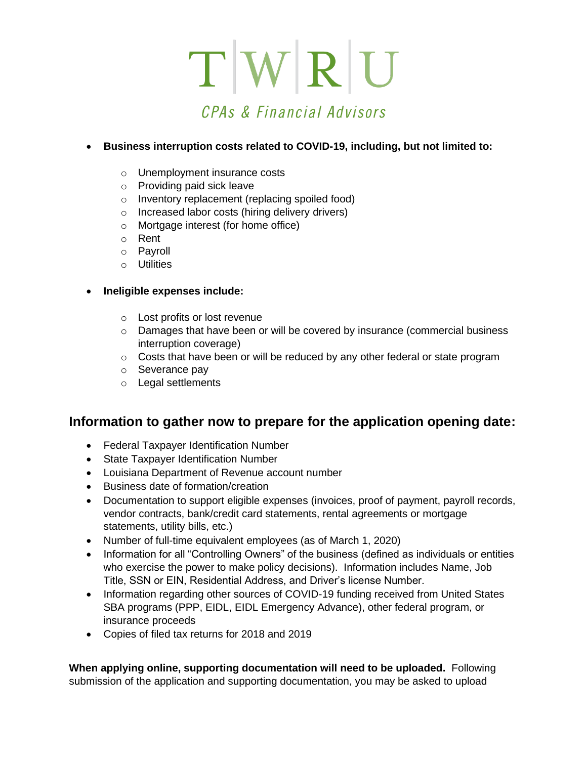- **Business interruption costs related to COVID-19, including, but not limited to:**
    - Unemployment insurance costs
    - Providing paid sick leave
    - Inventory replacement (replacing spoiled food)
    - Increased labor costs (hiring delivery drivers)
    - Mortgage interest (for home office)
    - Rent
    - Payroll
    - Utilities

- **Ineligible expenses include:**
    - Lost profits or lost revenue
    - Damages that have been or will be covered by insurance (commercial business interruption coverage)
    - Costs that have been or will be reduced by any other federal or state program
    - Severance pay
    - Legal settlements

## Information to gather now to prepare for the application opening date:

- Federal Taxpayer Identification Number
- State Taxpayer Identification Number
- Louisiana Department of Revenue account number
- Business date of formation/creation
- Documentation to support eligible expenses (invoices, proof of payment, payroll records, vendor contracts, bank/credit card statements, rental agreements or mortgage statements, utility bills, etc.)
- Number of full-time equivalent employees (as of March 1, 2020)
- Information for all "Controlling Owners" of the business (defined as individuals or entities who exercise the power to make policy decisions). Information includes Name, Job Title, SSN or EIN, Residential Address, and Driver's license Number.
- Information regarding other sources of COVID-19 funding received from United States SBA programs (PPP, EIDL, EIDL Emergency Advance), other federal program, or insurance proceeds
- Copies of filed tax returns for 2018 and 2019

**When applying online, supporting documentation will need to be uploaded.** Following submission of the application and supporting documentation, you may be asked to upload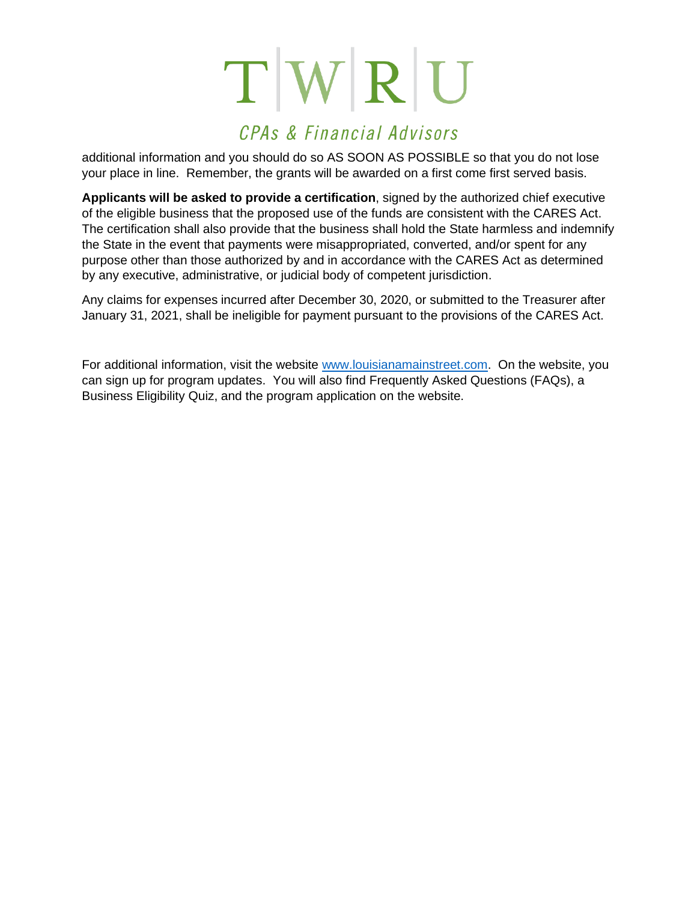additional information and you should do so AS SOON AS POSSIBLE so that you do not lose your place in line. Remember, the grants will be awarded on a first come first served basis.

**Applicants will be asked to provide a certification**, signed by the authorized chief executive of the eligible business that the proposed use of the funds are consistent with the CARES Act. The certification shall also provide that the business shall hold the State harmless and indemnify the State in the event that payments were misappropriated, converted, and/or spent for any purpose other than those authorized by and in accordance with the CARES Act as determined by any executive, administrative, or judicial body of competent jurisdiction.

Any claims for expenses incurred after December 30, 2020, or submitted to the Treasurer after January 31, 2021, shall be ineligible for payment pursuant to the provisions of the CARES Act.

For additional information, visit the website [www.louisianamainstreet.com](http://www.louisianamainstreet.com). On the website, you can sign up for program updates. You will also find Frequently Asked Questions (FAQs), a Business Eligibility Quiz, and the program application on the website.